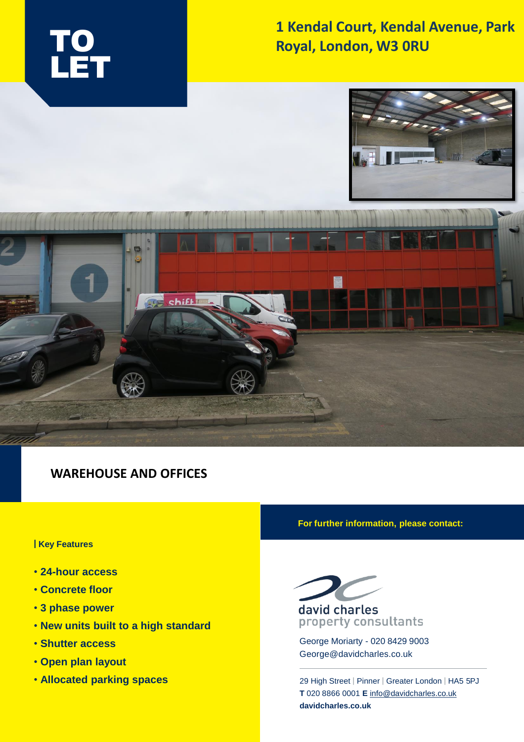# TO LET

## 1 Kendal Court, Kendal Avenue, Park Royal, London, W3 0RU

## WAREHOUSE AND OFFICES

**| Key Features**

- **24-hour access**
- **Concrete floor**
- **3 phase power**
- **New units built to a high standard**
- **Shutter access**
- **Open plan layout**
- **Allocated parking spaces**

**For further information, please contact:**

david charles
property consultants

George Moriarty - 020 8429 9003
George@davidcharles.co.uk

29 High Street | Pinner | Greater London | HA5 5PJ
**T** 020 8866 0001 **E** info@davidcharles.co.uk
**davidcharles.co.uk**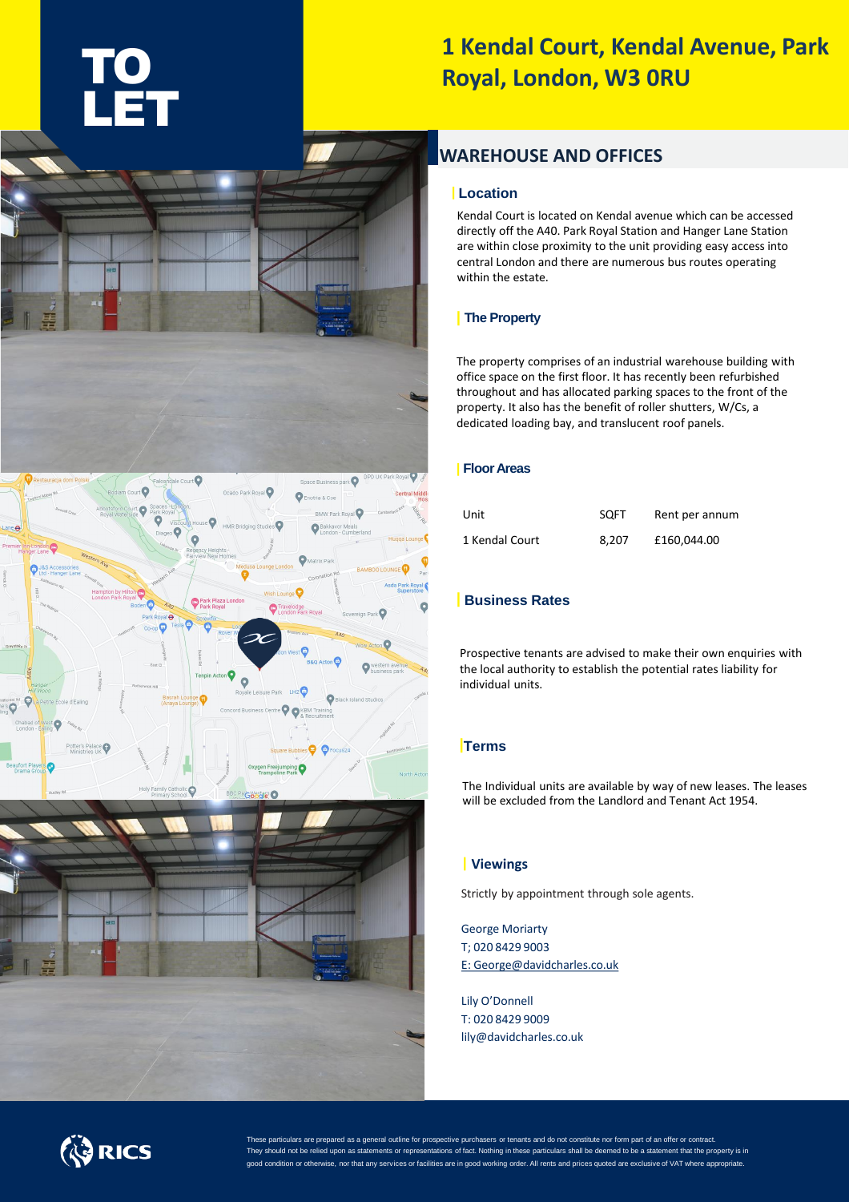# TO LET

# 1 Kendal Court, Kendal Avenue, Park Royal, London, W3 0RU

## WAREHOUSE AND OFFICES

### Location

Kendal Court is located on Kendal avenue which can be accessed directly off the A40. Park Royal Station and Hanger Lane Station are within close proximity to the unit providing easy access into central London and there are numerous bus routes operating within the estate.

### The Property

The property comprises of an industrial warehouse building with office space on the first floor. It has recently been refurbished throughout and has allocated parking spaces to the front of the property. It also has the benefit of roller shutters, W/Cs, a dedicated loading bay, and translucent roof panels.

### Floor Areas

| Unit | SQFT | Rent per annum |
|---|---|---|
| 1 Kendal Court | 8,207 | £160,044.00 |

### Business Rates

Prospective tenants are advised to make their own enquiries with the local authority to establish the potential rates liability for individual units.

### Terms

The Individual units are available by way of new leases. The leases will be excluded from the Landlord and Tenant Act 1954.

### Viewings

Strictly by appointment through sole agents.

George Moriarty
T; 020 8429 9003
E: George@davidcharles.co.uk

Lily O'Donnell
T: 020 8429 9009
lily@davidcharles.co.uk

RICS

These particulars are prepared as a general outline for prospective purchasers or tenants and do not constitute nor form part of an offer or contract. They should not be relied upon as statements or representations of fact. Nothing in these particulars shall be deemed to be a statement that the property is in good condition or otherwise, nor that any services or facilities are in good working order. All rents and prices quoted are exclusive of VAT where appropriate.